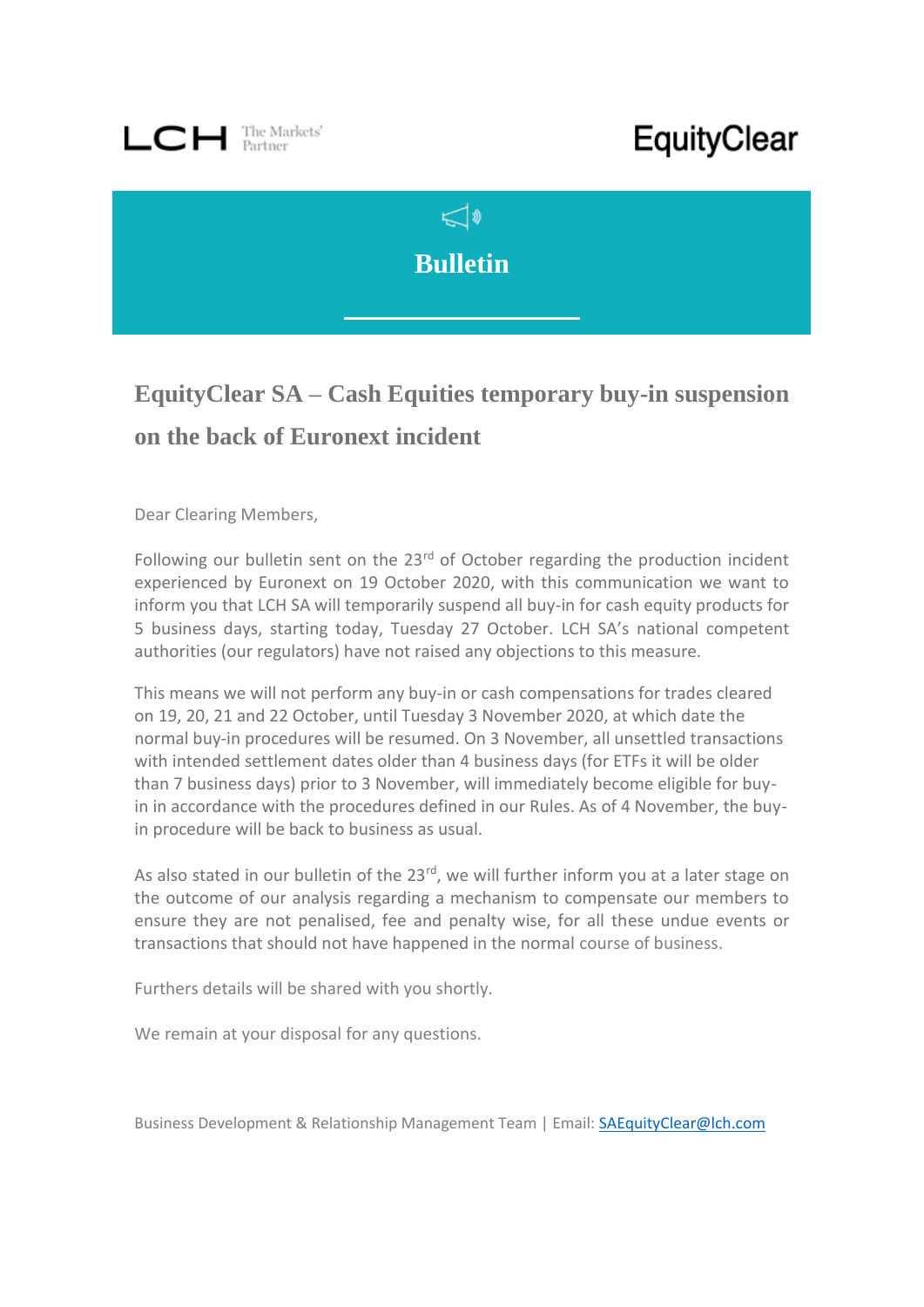LCH The Markets' Partner

EquityClear

# Bulletin

## EquityClear SA – Cash Equities temporary buy-in suspension on the back of Euronext incident

Dear Clearing Members,

Following our bulletin sent on the 23rd of October regarding the production incident experienced by Euronext on 19 October 2020, with this communication we want to inform you that LCH SA will temporarily suspend all buy-in for cash equity products for 5 business days, starting today, Tuesday 27 October. LCH SA's national competent authorities (our regulators) have not raised any objections to this measure.

This means we will not perform any buy-in or cash compensations for trades cleared on 19, 20, 21 and 22 October, until Tuesday 3 November 2020, at which date the normal buy-in procedures will be resumed. On 3 November, all unsettled transactions with intended settlement dates older than 4 business days (for ETFs it will be older than 7 business days) prior to 3 November, will immediately become eligible for buy-in in accordance with the procedures defined in our Rules. As of 4 November, the buy-in procedure will be back to business as usual.

As also stated in our bulletin of the 23rd, we will further inform you at a later stage on the outcome of our analysis regarding a mechanism to compensate our members to ensure they are not penalised, fee and penalty wise, for all these undue events or transactions that should not have happened in the normal course of business.

Furthers details will be shared with you shortly.

We remain at your disposal for any questions.

Business Development & Relationship Management Team | Email: [SAEquityClear@lch.com](mailto:SAEquityClear@lch.com)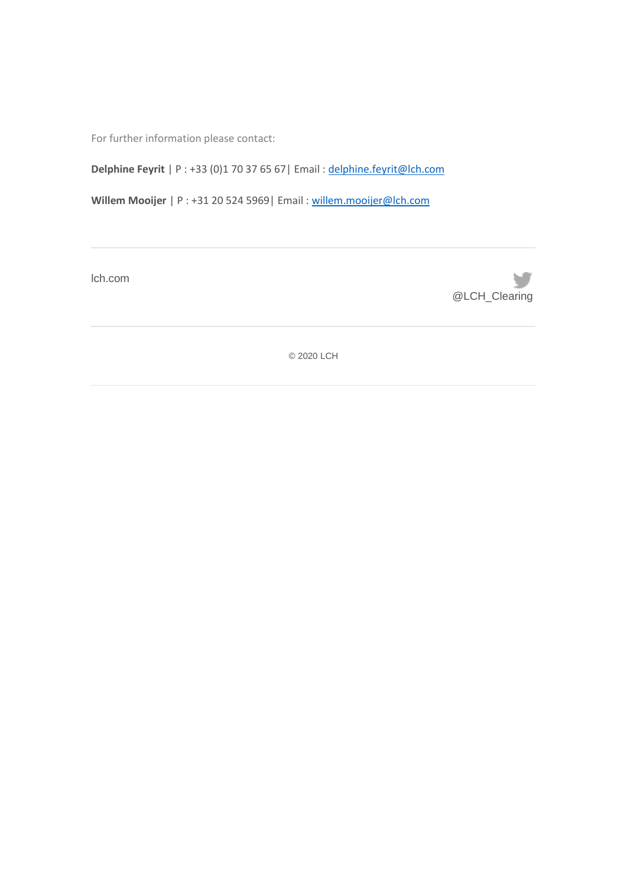For further information please contact:

**Delphine Feyrit** | P : +33 (0)1 70 37 65 67| Email : delphine.feyrit@lch.com

**Willem Mooijer** | P : +31 20 524 5969| Email : willem.mooijer@lch.com

---

lch.com

@LCH_Clearing

---

© 2020 LCH